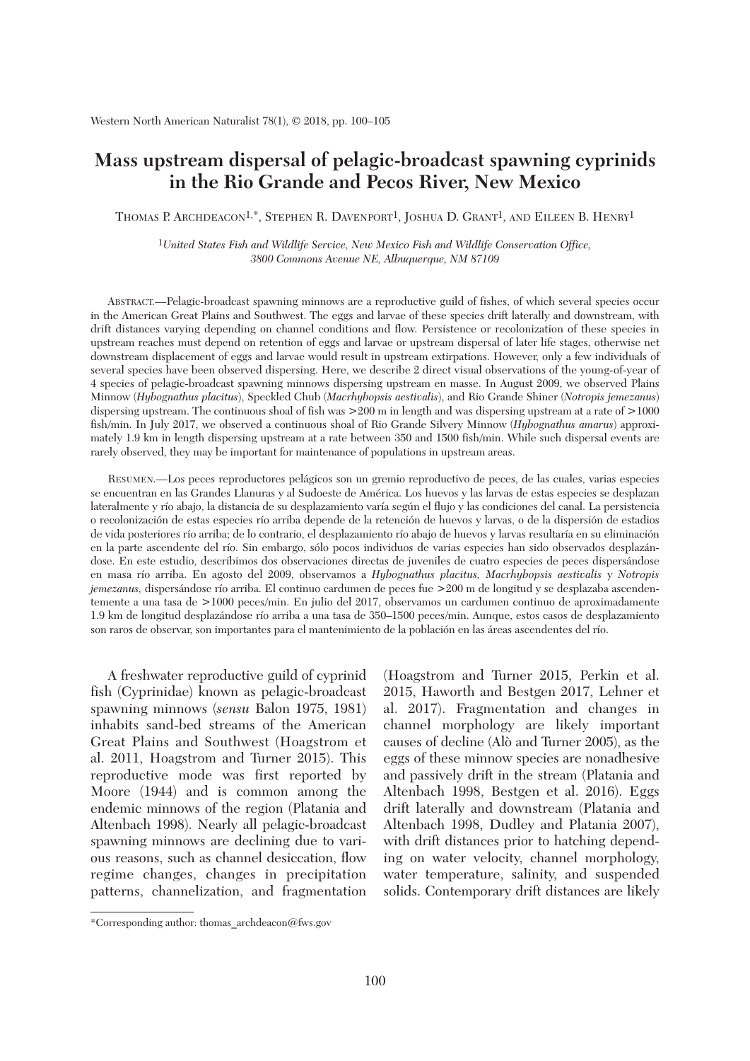# Mass upstream dispersal of pelagic-broadcast spawning cyprinids in the Rio Grande and Pecos River, New Mexico

Thomas P. Archdeacon[1,*], Stephen R. Davenport[1], Joshua D. Grant[1], and Eileen B. Henry[1]

[1]*United States Fish and Wildlife Service, New Mexico Fish and Wildlife Conservation Office, 3800 Commons Avenue NE, Albuquerque, NM 87109*

Abstract.—Pelagic-broadcast spawning minnows are a reproductive guild of fishes, of which several species occur in the American Great Plains and Southwest. The eggs and larvae of these species drift laterally and downstream, with drift distances varying depending on channel conditions and flow. Persistence or recolonization of these species in upstream reaches must depend on retention of eggs and larvae or upstream dispersal of later life stages, otherwise net downstream displacement of eggs and larvae would result in upstream extirpations. However, only a few individuals of several species have been observed dispersing. Here, we describe 2 direct visual observations of the young-of-year of 4 species of pelagic-broadcast spawning minnows dispersing upstream en masse. In August 2009, we observed Plains Minnow (*Hybognathus placitus*), Speckled Chub (*Macrhybopsis aestivalis*), and Rio Grande Shiner (*Notropis jemezanus*) dispersing upstream. The continuous shoal of fish was >200 m in length and was dispersing upstream at a rate of >1000 fish/min. In July 2017, we observed a continuous shoal of Rio Grande Silvery Minnow (*Hybognathus amarus*) approximately 1.9 km in length dispersing upstream at a rate between 350 and 1500 fish/min. While such dispersal events are rarely observed, they may be important for maintenance of populations in upstream areas.

Resumen.—Los peces reproductores pelágicos son un gremio reproductivo de peces, de las cuales, varias especies se encuentran en las Grandes Llanuras y al Sudoeste de América. Los huevos y las larvas de estas especies se desplazan lateralmente y río abajo, la distancia de su desplazamiento varía según el flujo y las condiciones del canal. La persistencia o recolonización de estas especies río arriba depende de la retención de huevos y larvas, o de la dispersión de estadios de vida posteriores río arriba; de lo contrario, el desplazamiento río abajo de huevos y larvas resultaría en su eliminación en la parte ascendente del río. Sin embargo, sólo pocos individuos de varias especies han sido observados desplazándose. En este estudio, describimos dos observaciones directas de juveniles de cuatro especies de peces dispersándose en masa río arriba. En agosto del 2009, observamos a *Hybognathus placitus*, *Macrhybopsis aestivalis* y *Notropis jemezanus*, dispersándose río arriba. El continuo cardumen de peces fue >200 m de longitud y se desplazaba ascendentemente a una tasa de >1000 peces/min. En julio del 2017, observamos un cardumen continuo de aproximadamente 1.9 km de longitud desplazándose río arriba a una tasa de 350–1500 peces/min. Aunque, estos casos de desplazamiento son raros de observar, son importantes para el mantenimiento de la población en las áreas ascendentes del río.

A freshwater reproductive guild of cyprinid fish (Cyprinidae) known as pelagic-broadcast spawning minnows (*sensu* Balon 1975, 1981) inhabits sand-bed streams of the American Great Plains and Southwest (Hoagstrom et al. 2011, Hoagstrom and Turner 2015). This reproductive mode was first reported by Moore (1944) and is common among the endemic minnows of the region (Platania and Altenbach 1998). Nearly all pelagic-broadcast spawning minnows are declining due to various reasons, such as channel desiccation, flow regime changes, changes in precipitation patterns, channelization, and fragmentation (Hoagstrom and Turner 2015, Perkin et al. 2015, Haworth and Bestgen 2017, Lehner et al. 2017). Fragmentation and changes in channel morphology are likely important causes of decline (Alò and Turner 2005), as the eggs of these minnow species are nonadhesive and passively drift in the stream (Platania and Altenbach 1998, Bestgen et al. 2016). Eggs drift laterally and downstream (Platania and Altenbach 1998, Dudley and Platania 2007), with drift distances prior to hatching depending on water velocity, channel morphology, water temperature, salinity, and suspended solids. Contemporary drift distances are likely

*Corresponding author: thomas_archdeacon@fws.gov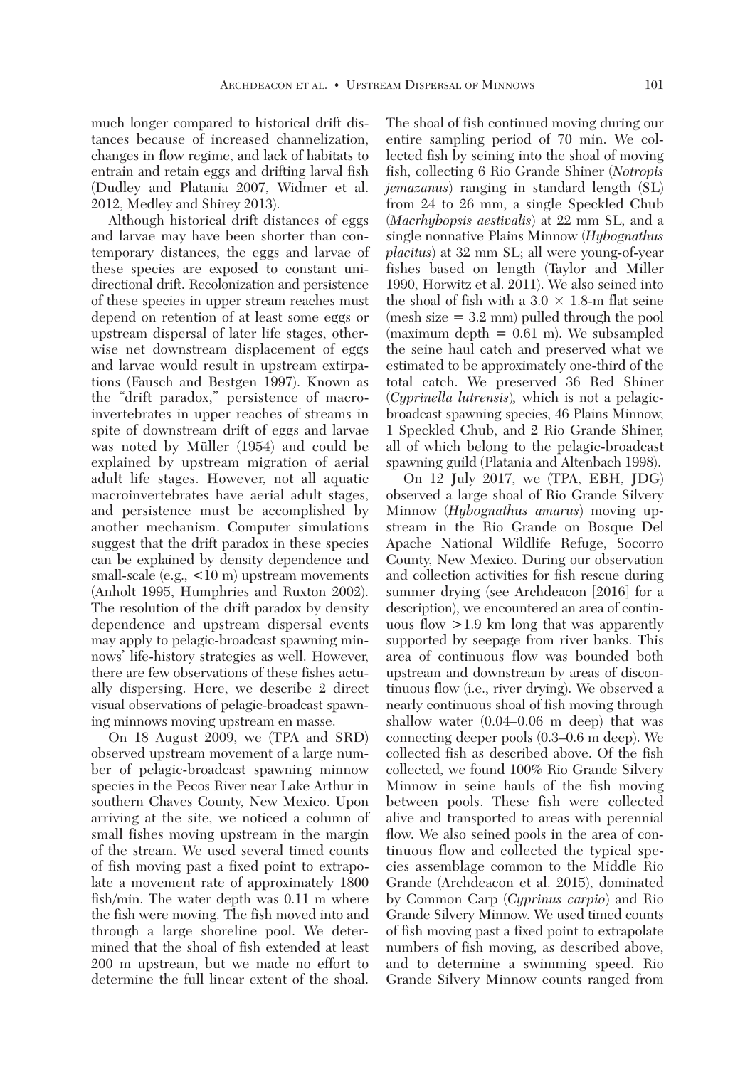much longer compared to historical drift distances because of increased channelization, changes in flow regime, and lack of habitats to entrain and retain eggs and drifting larval fish (Dudley and Platania 2007, Widmer et al. 2012, Medley and Shirey 2013).

Although historical drift distances of eggs and larvae may have been shorter than contemporary distances, the eggs and larvae of these species are exposed to constant unidirectional drift. Recolonization and persistence of these species in upper stream reaches must depend on retention of at least some eggs or upstream dispersal of later life stages, otherwise net downstream displacement of eggs and larvae would result in upstream extirpations (Fausch and Bestgen 1997). Known as the "drift paradox," persistence of macroinvertebrates in upper reaches of streams in spite of downstream drift of eggs and larvae was noted by Müller (1954) and could be explained by upstream migration of aerial adult life stages. However, not all aquatic macroinvertebrates have aerial adult stages, and persistence must be accomplished by another mechanism. Computer simulations suggest that the drift paradox in these species can be explained by density dependence and small-scale (e.g., <10 m) upstream movements (Anholt 1995, Humphries and Ruxton 2002). The resolution of the drift paradox by density dependence and upstream dispersal events may apply to pelagic-broadcast spawning minnows' life-history strategies as well. However, there are few observations of these fishes actually dispersing. Here, we describe 2 direct visual observations of pelagic-broadcast spawning minnows moving upstream en masse.

On 18 August 2009, we (TPA and SRD) observed upstream movement of a large number of pelagic-broadcast spawning minnow species in the Pecos River near Lake Arthur in southern Chaves County, New Mexico. Upon arriving at the site, we noticed a column of small fishes moving upstream in the margin of the stream. We used several timed counts of fish moving past a fixed point to extrapolate a movement rate of approximately 1800 fish/min. The water depth was 0.11 m where the fish were moving. The fish moved into and through a large shoreline pool. We determined that the shoal of fish extended at least 200 m upstream, but we made no effort to determine the full linear extent of the shoal. The shoal of fish continued moving during our entire sampling period of 70 min. We collected fish by seining into the shoal of moving fish, collecting 6 Rio Grande Shiner (*Notropis jemazanus*) ranging in standard length (SL) from 24 to 26 mm, a single Speckled Chub (*Macrhybopsis aestivalis*) at 22 mm SL, and a single nonnative Plains Minnow (*Hybognathus placitus*) at 32 mm SL; all were young-of-year fishes based on length (Taylor and Miller 1990, Horwitz et al. 2011). We also seined into the shoal of fish with a $3.0 \times 1.8$-m flat seine (mesh size = 3.2 mm) pulled through the pool (maximum depth = 0.61 m). We subsampled the seine haul catch and preserved what we estimated to be approximately one-third of the total catch. We preserved 36 Red Shiner (*Cyprinella lutrensis*), which is not a pelagic-broadcast spawning species, 46 Plains Minnow, 1 Speckled Chub, and 2 Rio Grande Shiner, all of which belong to the pelagic-broadcast spawning guild (Platania and Altenbach 1998).

On 12 July 2017, we (TPA, EBH, JDG) observed a large shoal of Rio Grande Silvery Minnow (*Hybognathus amarus*) moving upstream in the Rio Grande on Bosque Del Apache National Wildlife Refuge, Socorro County, New Mexico. During our observation and collection activities for fish rescue during summer drying (see Archdeacon [2016] for a description), we encountered an area of continuous flow >1.9 km long that was apparently supported by seepage from river banks. This area of continuous flow was bounded both upstream and downstream by areas of discontinuous flow (i.e., river drying). We observed a nearly continuous shoal of fish moving through shallow water (0.04–0.06 m deep) that was connecting deeper pools (0.3–0.6 m deep). We collected fish as described above. Of the fish collected, we found 100% Rio Grande Silvery Minnow in seine hauls of the fish moving between pools. These fish were collected alive and transported to areas with perennial flow. We also seined pools in the area of continuous flow and collected the typical species assemblage common to the Middle Rio Grande (Archdeacon et al. 2015), dominated by Common Carp (*Cyprinus carpio*) and Rio Grande Silvery Minnow. We used timed counts of fish moving past a fixed point to extrapolate numbers of fish moving, as described above, and to determine a swimming speed. Rio Grande Silvery Minnow counts ranged from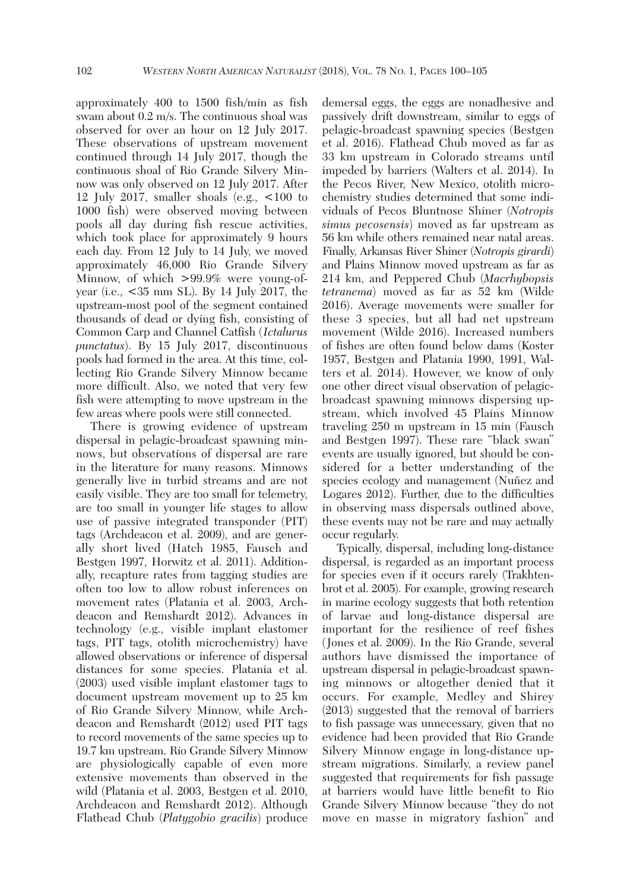approximately 400 to 1500 fish/min as fish swam about 0.2 m/s. The continuous shoal was observed for over an hour on 12 July 2017. These observations of upstream movement continued through 14 July 2017, though the continuous shoal of Rio Grande Silvery Minnow was only observed on 12 July 2017. After 12 July 2017, smaller shoals (e.g., <100 to 1000 fish) were observed moving between pools all day during fish rescue activities, which took place for approximately 9 hours each day. From 12 July to 14 July, we moved approximately 46,000 Rio Grande Silvery Minnow, of which >99.9% were young-of-year (i.e., <35 mm SL). By 14 July 2017, the upstream-most pool of the segment contained thousands of dead or dying fish, consisting of Common Carp and Channel Catfish (*Ictalurus punctatus*). By 15 July 2017, discontinuous pools had formed in the area. At this time, collecting Rio Grande Silvery Minnow became more difficult. Also, we noted that very few fish were attempting to move upstream in the few areas where pools were still connected.

There is growing evidence of upstream dispersal in pelagic-broadcast spawning minnows, but observations of dispersal are rare in the literature for many reasons. Minnows generally live in turbid streams and are not easily visible. They are too small for telemetry, are too small in younger life stages to allow use of passive integrated transponder (PIT) tags (Archdeacon et al. 2009), and are generally short lived (Hatch 1985, Fausch and Bestgen 1997, Horwitz et al. 2011). Additionally, recapture rates from tagging studies are often too low to allow robust inferences on movement rates (Platania et al. 2003, Archdeacon and Remshardt 2012). Advances in technology (e.g., visible implant elastomer tags, PIT tags, otolith microchemistry) have allowed observations or inference of dispersal distances for some species. Platania et al. (2003) used visible implant elastomer tags to document upstream movement up to 25 km of Rio Grande Silvery Minnow, while Archdeacon and Remshardt (2012) used PIT tags to record movements of the same species up to 19.7 km upstream. Rio Grande Silvery Minnow are physiologically capable of even more extensive movements than observed in the wild (Platania et al. 2003, Bestgen et al. 2010, Archdeacon and Remshardt 2012). Although Flathead Chub (*Platygobio gracilis*) produce demersal eggs, the eggs are nonadhesive and passively drift downstream, similar to eggs of pelagic-broadcast spawning species (Bestgen et al. 2016). Flathead Chub moved as far as 33 km upstream in Colorado streams until impeded by barriers (Walters et al. 2014). In the Pecos River, New Mexico, otolith microchemistry studies determined that some individuals of Pecos Bluntnose Shiner (*Notropis simus pecosensis*) moved as far upstream as 56 km while others remained near natal areas. Finally, Arkansas River Shiner (*Notropis girardi*) and Plains Minnow moved upstream as far as 214 km, and Peppered Chub (*Macrhybopsis tetranema*) moved as far as 52 km (Wilde 2016). Average movements were smaller for these 3 species, but all had net upstream movement (Wilde 2016). Increased numbers of fishes are often found below dams (Koster 1957, Bestgen and Platania 1990, 1991, Walters et al. 2014). However, we know of only one other direct visual observation of pelagic-broadcast spawning minnows dispersing upstream, which involved 45 Plains Minnow traveling 250 m upstream in 15 min (Fausch and Bestgen 1997). These rare "black swan" events are usually ignored, but should be considered for a better understanding of the species ecology and management (Nuñez and Logares 2012). Further, due to the difficulties in observing mass dispersals outlined above, these events may not be rare and may actually occur regularly.

Typically, dispersal, including long-distance dispersal, is regarded as an important process for species even if it occurs rarely (Trakhtenbrot et al. 2005). For example, growing research in marine ecology suggests that both retention of larvae and long-distance dispersal are important for the resilience of reef fishes (Jones et al. 2009). In the Rio Grande, several authors have dismissed the importance of upstream dispersal in pelagic-broadcast spawning minnows or altogether denied that it occurs. For example, Medley and Shirey (2013) suggested that the removal of barriers to fish passage was unnecessary, given that no evidence had been provided that Rio Grande Silvery Minnow engage in long-distance upstream migrations. Similarly, a review panel suggested that requirements for fish passage at barriers would have little benefit to Rio Grande Silvery Minnow because "they do not move en masse in migratory fashion" and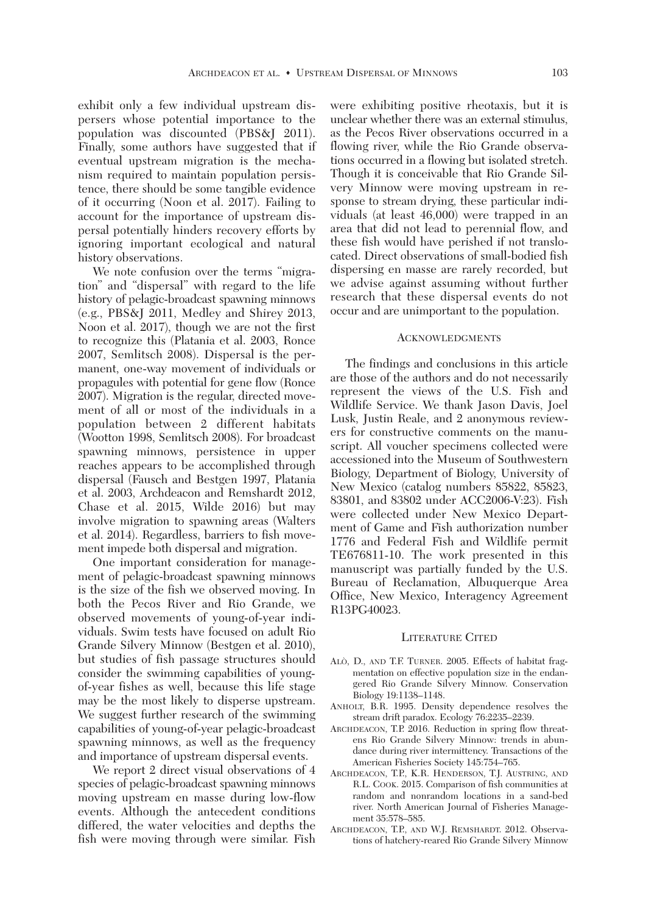exhibit only a few individual upstream dispersers whose potential importance to the population was discounted (PBS&J 2011). Finally, some authors have suggested that if eventual upstream migration is the mechanism required to maintain population persistence, there should be some tangible evidence of it occurring (Noon et al. 2017). Failing to account for the importance of upstream dispersal potentially hinders recovery efforts by ignoring important ecological and natural history observations.

We note confusion over the terms "migration" and "dispersal" with regard to the life history of pelagic-broadcast spawning minnows (e.g., PBS&J 2011, Medley and Shirey 2013, Noon et al. 2017), though we are not the first to recognize this (Platania et al. 2003, Ronce 2007, Semlitsch 2008). Dispersal is the permanent, one-way movement of individuals or propagules with potential for gene flow (Ronce 2007). Migration is the regular, directed movement of all or most of the individuals in a population between 2 different habitats (Wootton 1998, Semlitsch 2008). For broadcast spawning minnows, persistence in upper reaches appears to be accomplished through dispersal (Fausch and Bestgen 1997, Platania et al. 2003, Archdeacon and Remshardt 2012, Chase et al. 2015, Wilde 2016) but may involve migration to spawning areas (Walters et al. 2014). Regardless, barriers to fish movement impede both dispersal and migration.

One important consideration for management of pelagic-broadcast spawning minnows is the size of the fish we observed moving. In both the Pecos River and Rio Grande, we observed movements of young-of-year individuals. Swim tests have focused on adult Rio Grande Silvery Minnow (Bestgen et al. 2010), but studies of fish passage structures should consider the swimming capabilities of young-of-year fishes as well, because this life stage may be the most likely to disperse upstream. We suggest further research of the swimming capabilities of young-of-year pelagic-broadcast spawning minnows, as well as the frequency and importance of upstream dispersal events.

We report 2 direct visual observations of 4 species of pelagic-broadcast spawning minnows moving upstream en masse during low-flow events. Although the antecedent conditions differed, the water velocities and depths the fish were moving through were similar. Fish were exhibiting positive rheotaxis, but it is unclear whether there was an external stimulus, as the Pecos River observations occurred in a flowing river, while the Rio Grande observations occurred in a flowing but isolated stretch. Though it is conceivable that Rio Grande Silvery Minnow were moving upstream in response to stream drying, these particular individuals (at least 46,000) were trapped in an area that did not lead to perennial flow, and these fish would have perished if not translocated. Direct observations of small-bodied fish dispersing en masse are rarely recorded, but we advise against assuming without further research that these dispersal events do not occur and are unimportant to the population.

## Acknowledgments

The findings and conclusions in this article are those of the authors and do not necessarily represent the views of the U.S. Fish and Wildlife Service. We thank Jason Davis, Joel Lusk, Justin Reale, and 2 anonymous reviewers for constructive comments on the manuscript. All voucher specimens collected were accessioned into the Museum of Southwestern Biology, Department of Biology, University of New Mexico (catalog numbers 85822, 85823, 83801, and 83802 under ACC2006-V:23). Fish were collected under New Mexico Department of Game and Fish authorization number 1776 and Federal Fish and Wildlife permit TE676811-10. The work presented in this manuscript was partially funded by the U.S. Bureau of Reclamation, Albuquerque Area Office, New Mexico, Interagency Agreement R13PG40023.

## Literature Cited

Alò, D., and T.F. Turner. 2005. Effects of habitat fragmentation on effective population size in the endangered Rio Grande Silvery Minnow. Conservation Biology 19:1138–1148.

Anholt, B.R. 1995. Density dependence resolves the stream drift paradox. Ecology 76:2235–2239.

Archdeacon, T.P. 2016. Reduction in spring flow threatens Rio Grande Silvery Minnow: trends in abundance during river intermittency. Transactions of the American Fisheries Society 145:754–765.

Archdeacon, T.P., K.R. Henderson, T.J. Austring, and R.L. Cook. 2015. Comparison of fish communities at random and nonrandom locations in a sand-bed river. North American Journal of Fisheries Management 35:578–585.

Archdeacon, T.P., and W.J. Remshardt. 2012. Observations of hatchery-reared Rio Grande Silvery Minnow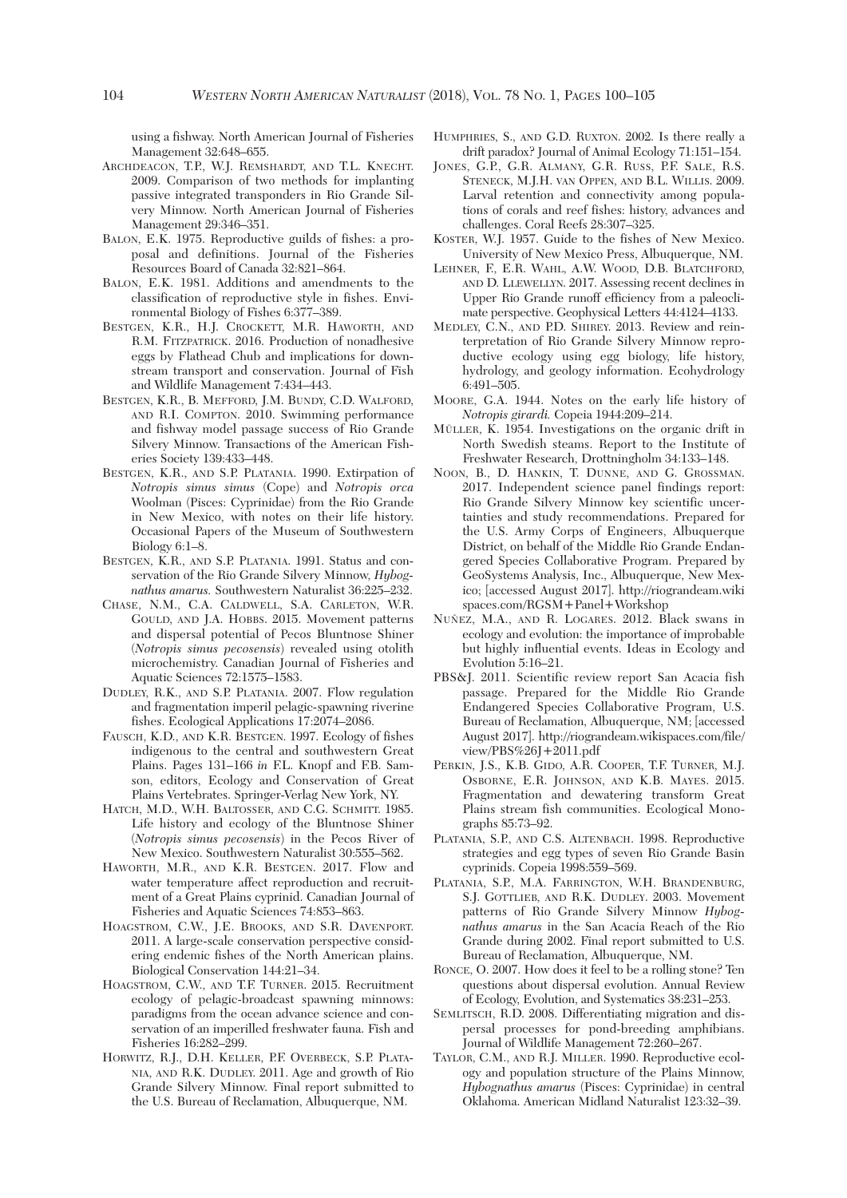using a fishway. North American Journal of Fisheries Management 32:648–655.

ARCHDEACON, T.P., W.J. REMSHARDT, AND T.L. KNECHT. 2009. Comparison of two methods for implanting passive integrated transponders in Rio Grande Silvery Minnow. North American Journal of Fisheries Management 29:346–351.

BALON, E.K. 1975. Reproductive guilds of fishes: a proposal and definitions. Journal of the Fisheries Resources Board of Canada 32:821–864.

BALON, E.K. 1981. Additions and amendments to the classification of reproductive style in fishes. Environmental Biology of Fishes 6:377–389.

BESTGEN, K.R., H.J. CROCKETT, M.R. HAWORTH, AND R.M. FITZPATRICK. 2016. Production of nonadhesive eggs by Flathead Chub and implications for downstream transport and conservation. Journal of Fish and Wildlife Management 7:434–443.

BESTGEN, K.R., B. MEFFORD, J.M. BUNDY, C.D. WALFORD, AND R.I. COMPTON. 2010. Swimming performance and fishway model passage success of Rio Grande Silvery Minnow. Transactions of the American Fisheries Society 139:433–448.

BESTGEN, K.R., AND S.P. PLATANIA. 1990. Extirpation of *Notropis simus simus* (Cope) and *Notropis orca* Woolman (Pisces: Cyprinidae) from the Rio Grande in New Mexico, with notes on their life history. Occasional Papers of the Museum of Southwestern Biology 6:1–8.

BESTGEN, K.R., AND S.P. PLATANIA. 1991. Status and conservation of the Rio Grande Silvery Minnow, *Hybognathus amarus.* Southwestern Naturalist 36:225–232.

CHASE, N.M., C.A. CALDWELL, S.A. CARLETON, W.R. GOULD, AND J.A. HOBBS. 2015. Movement patterns and dispersal potential of Pecos Bluntnose Shiner (*Notropis simus pecosensis*) revealed using otolith microchemistry. Canadian Journal of Fisheries and Aquatic Sciences 72:1575–1583.

DUDLEY, R.K., AND S.P. PLATANIA. 2007. Flow regulation and fragmentation imperil pelagic-spawning riverine fishes. Ecological Applications 17:2074–2086.

FAUSCH, K.D., AND K.R. BESTGEN. 1997. Ecology of fishes indigenous to the central and southwestern Great Plains. Pages 131–166 *in* F.L. Knopf and F.B. Samson, editors, Ecology and Conservation of Great Plains Vertebrates. Springer-Verlag New York, NY.

HATCH, M.D., W.H. BALTOSSER, AND C.G. SCHMITT. 1985. Life history and ecology of the Bluntnose Shiner (*Notropis simus pecosensis*) in the Pecos River of New Mexico. Southwestern Naturalist 30:555–562.

HAWORTH, M.R., AND K.R. BESTGEN. 2017. Flow and water temperature affect reproduction and recruitment of a Great Plains cyprinid. Canadian Journal of Fisheries and Aquatic Sciences 74:853–863.

HOAGSTROM, C.W., J.E. BROOKS, AND S.R. DAVENPORT. 2011. A large-scale conservation perspective considering endemic fishes of the North American plains. Biological Conservation 144:21–34.

HOAGSTROM, C.W., AND T.F. TURNER. 2015. Recruitment ecology of pelagic-broadcast spawning minnows: paradigms from the ocean advance science and conservation of an imperilled freshwater fauna. Fish and Fisheries 16:282–299.

HORWITZ, R.J., D.H. KELLER, P.F. OVERBECK, S.P. PLATANIA, AND R.K. DUDLEY. 2011. Age and growth of Rio Grande Silvery Minnow. Final report submitted to the U.S. Bureau of Reclamation, Albuquerque, NM.

HUMPHRIES, S., AND G.D. RUXTON. 2002. Is there really a drift paradox? Journal of Animal Ecology 71:151–154.

JONES, G.P., G.R. ALMANY, G.R. RUSS, P.F. SALE, R.S. STENECK, M.J.H. VAN OPPEN, AND B.L. WILLIS. 2009. Larval retention and connectivity among populations of corals and reef fishes: history, advances and challenges. Coral Reefs 28:307–325.

KOSTER, W.J. 1957. Guide to the fishes of New Mexico. University of New Mexico Press, Albuquerque, NM.

LEHNER, F., E.R. WAHL, A.W. WOOD, D.B. BLATCHFORD, AND D. LLEWELLYN. 2017. Assessing recent declines in Upper Rio Grande runoff efficiency from a paleoclimate perspective. Geophysical Letters 44:4124–4133.

MEDLEY, C.N., AND P.D. SHIREY. 2013. Review and reinterpretation of Rio Grande Silvery Minnow reproductive ecology using egg biology, life history, hydrology, and geology information. Ecohydrology 6:491–505.

MOORE, G.A. 1944. Notes on the early life history of *Notropis girardi.* Copeia 1944:209–214.

MÜLLER, K. 1954. Investigations on the organic drift in North Swedish steams. Report to the Institute of Freshwater Research, Drottningholm 34:133–148.

NOON, B., D. HANKIN, T. DUNNE, AND G. GROSSMAN. 2017. Independent science panel findings report: Rio Grande Silvery Minnow key scientific uncertainties and study recommendations. Prepared for the U.S. Army Corps of Engineers, Albuquerque District, on behalf of the Middle Rio Grande Endangered Species Collaborative Program. Prepared by GeoSystems Analysis, Inc., Albuquerque, New Mexico; [accessed August 2017]. http://riograndeam.wikispaces.com/RGSM+Panel+Workshop

NUÑEZ, M.A., AND R. LOGARES. 2012. Black swans in ecology and evolution: the importance of improbable but highly influential events. Ideas in Ecology and Evolution 5:16–21.

PBS&J. 2011. Scientific review report San Acacia fish passage. Prepared for the Middle Rio Grande Endangered Species Collaborative Program, U.S. Bureau of Reclamation, Albuquerque, NM; [accessed August 2017]. http://riograndeam.wikispaces.com/file/view/PBS%26J+2011.pdf

PERKIN, J.S., K.B. GIDO, A.R. COOPER, T.F. TURNER, M.J. OSBORNE, E.R. JOHNSON, AND K.B. MAYES. 2015. Fragmentation and dewatering transform Great Plains stream fish communities. Ecological Monographs 85:73–92.

PLATANIA, S.P., AND C.S. ALTENBACH. 1998. Reproductive strategies and egg types of seven Rio Grande Basin cyprinids. Copeia 1998:559–569.

PLATANIA, S.P., M.A. FARRINGTON, W.H. BRANDENBURG, S.J. GOTTLIEB, AND R.K. DUDLEY. 2003. Movement patterns of Rio Grande Silvery Minnow *Hybognathus amarus* in the San Acacia Reach of the Rio Grande during 2002. Final report submitted to U.S. Bureau of Reclamation, Albuquerque, NM.

RONCE, O. 2007. How does it feel to be a rolling stone? Ten questions about dispersal evolution. Annual Review of Ecology, Evolution, and Systematics 38:231–253.

SEMLITSCH, R.D. 2008. Differentiating migration and dispersal processes for pond-breeding amphibians. Journal of Wildlife Management 72:260–267.

TAYLOR, C.M., AND R.J. MILLER. 1990. Reproductive ecology and population structure of the Plains Minnow, *Hybognathus amarus* (Pisces: Cyprinidae) in central Oklahoma. American Midland Naturalist 123:32–39.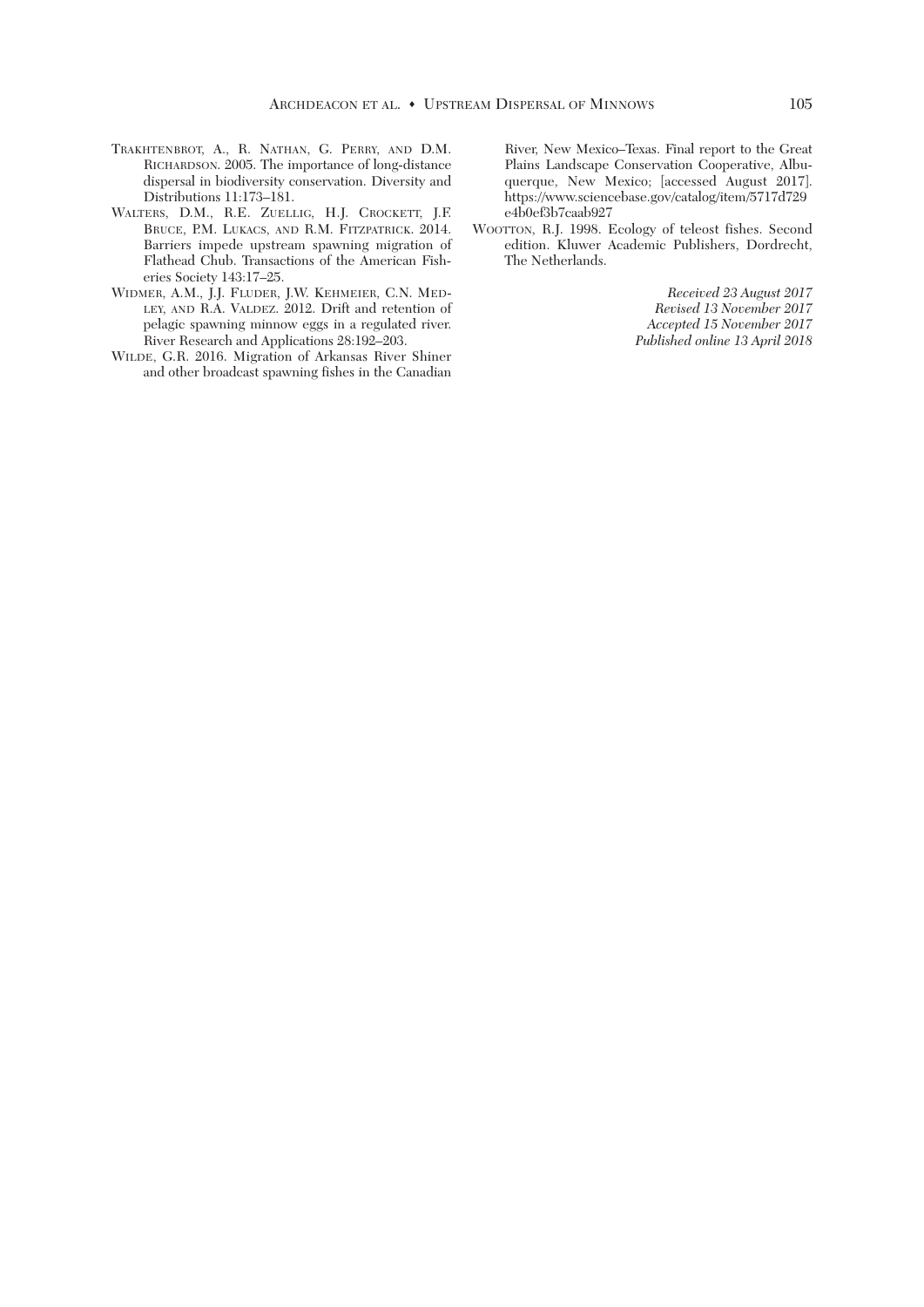TRAKHTENBROT, A., R. NATHAN, G. PERRY, AND D.M. RICHARDSON. 2005. The importance of long-distance dispersal in biodiversity conservation. Diversity and Distributions 11:173–181.

WALTERS, D.M., R.E. ZUELLIG, H.J. CROCKETT, J.F. BRUCE, P.M. LUKACS, AND R.M. FITZPATRICK. 2014. Barriers impede upstream spawning migration of Flathead Chub. Transactions of the American Fisheries Society 143:17–25.

WIDMER, A.M., J.J. FLUDER, J.W. KEHMEIER, C.N. MEDLEY, AND R.A. VALDEZ. 2012. Drift and retention of pelagic spawning minnow eggs in a regulated river. River Research and Applications 28:192–203.

WILDE, G.R. 2016. Migration of Arkansas River Shiner and other broadcast spawning fishes in the Canadian River, New Mexico–Texas. Final report to the Great Plains Landscape Conservation Cooperative, Albuquerque, New Mexico; [accessed August 2017]. https://www.sciencebase.gov/catalog/item/5717d729e4b0ef3b7caab927

WOOTTON, R.J. 1998. Ecology of teleost fishes. Second edition. Kluwer Academic Publishers, Dordrecht, The Netherlands.

*Received 23 August 2017*
*Revised 13 November 2017*
*Accepted 15 November 2017*
*Published online 13 April 2018*